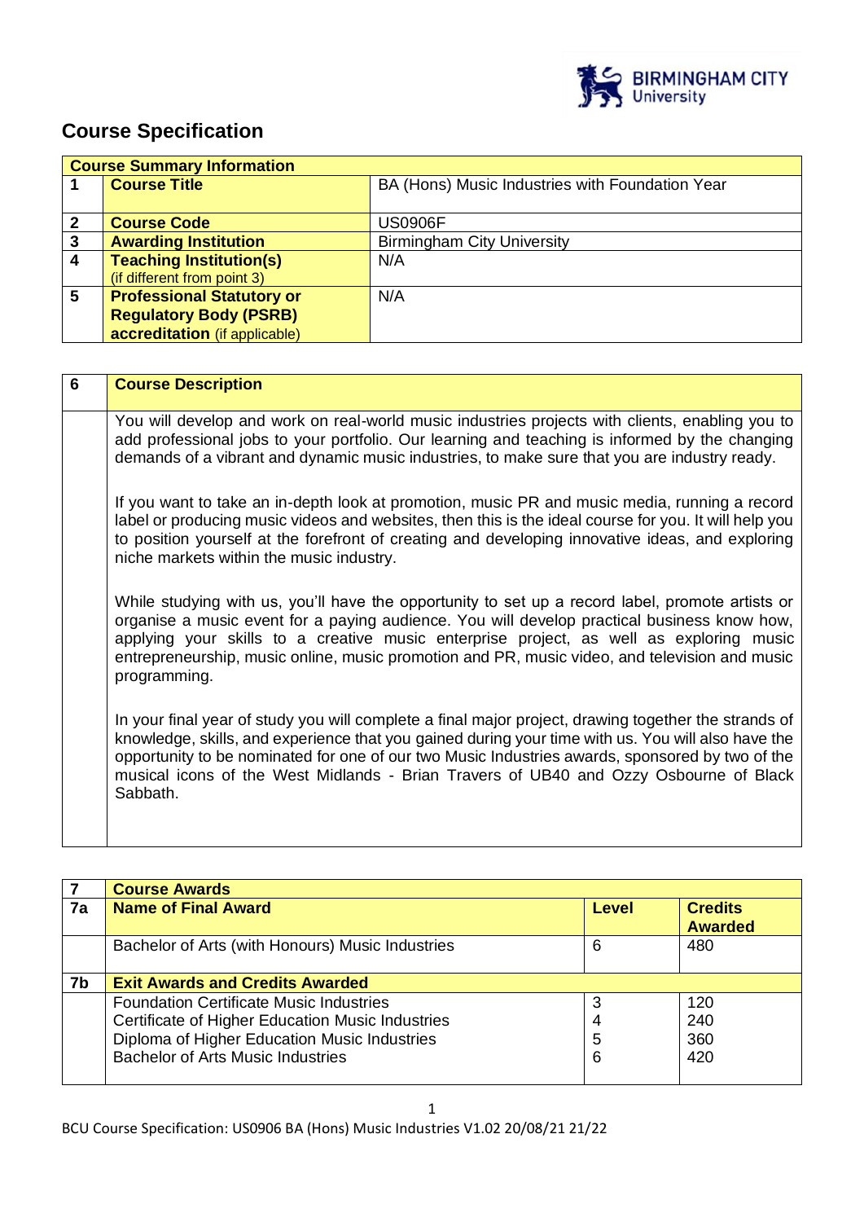# Course Specification

| Course Summary Information | | |
|---|---|---|
| 1 | **Course Title** | BA (Hons) Music Industries with Foundation Year |
| 2 | **Course Code** | US0906F |
| 3 | **Awarding Institution** | Birmingham City University |
| 4 | **Teaching Institution(s)** (if different from point 3) | N/A |
| 5 | **Professional Statutory or Regulatory Body (PSRB) accreditation** (if applicable) | N/A |

| 6 | Course Description |
|---|---|
| | You will develop and work on real-world music industries projects with clients, enabling you to add professional jobs to your portfolio. Our learning and teaching is informed by the changing demands of a vibrant and dynamic music industries, to make sure that you are industry ready.<br><br>If you want to take an in-depth look at promotion, music PR and music media, running a record label or producing music videos and websites, then this is the ideal course for you. It will help you to position yourself at the forefront of creating and developing innovative ideas, and exploring niche markets within the music industry.<br><br>While studying with us, you'll have the opportunity to set up a record label, promote artists or organise a music event for a paying audience. You will develop practical business know how, applying your skills to a creative music enterprise project, as well as exploring music entrepreneurship, music online, music promotion and PR, music video, and television and music programming.<br><br>In your final year of study you will complete a final major project, drawing together the strands of knowledge, skills, and experience that you gained during your time with us. You will also have the opportunity to be nominated for one of our two Music Industries awards, sponsored by two of the musical icons of the West Midlands - Brian Travers of UB40 and Ozzy Osbourne of Black Sabbath. |

| 7 | Course Awards | | |
|---|---|---|---|
| 7a | **Name of Final Award** | **Level** | **Credits Awarded** |
| | Bachelor of Arts (with Honours) Music Industries | 6 | 480 |
| 7b | **Exit Awards and Credits Awarded** | | |
| | Foundation Certificate Music Industries<br>Certificate of Higher Education Music Industries<br>Diploma of Higher Education Music Industries<br>Bachelor of Arts Music Industries | 3<br>4<br>5<br>6 | 120<br>240<br>360<br>420 |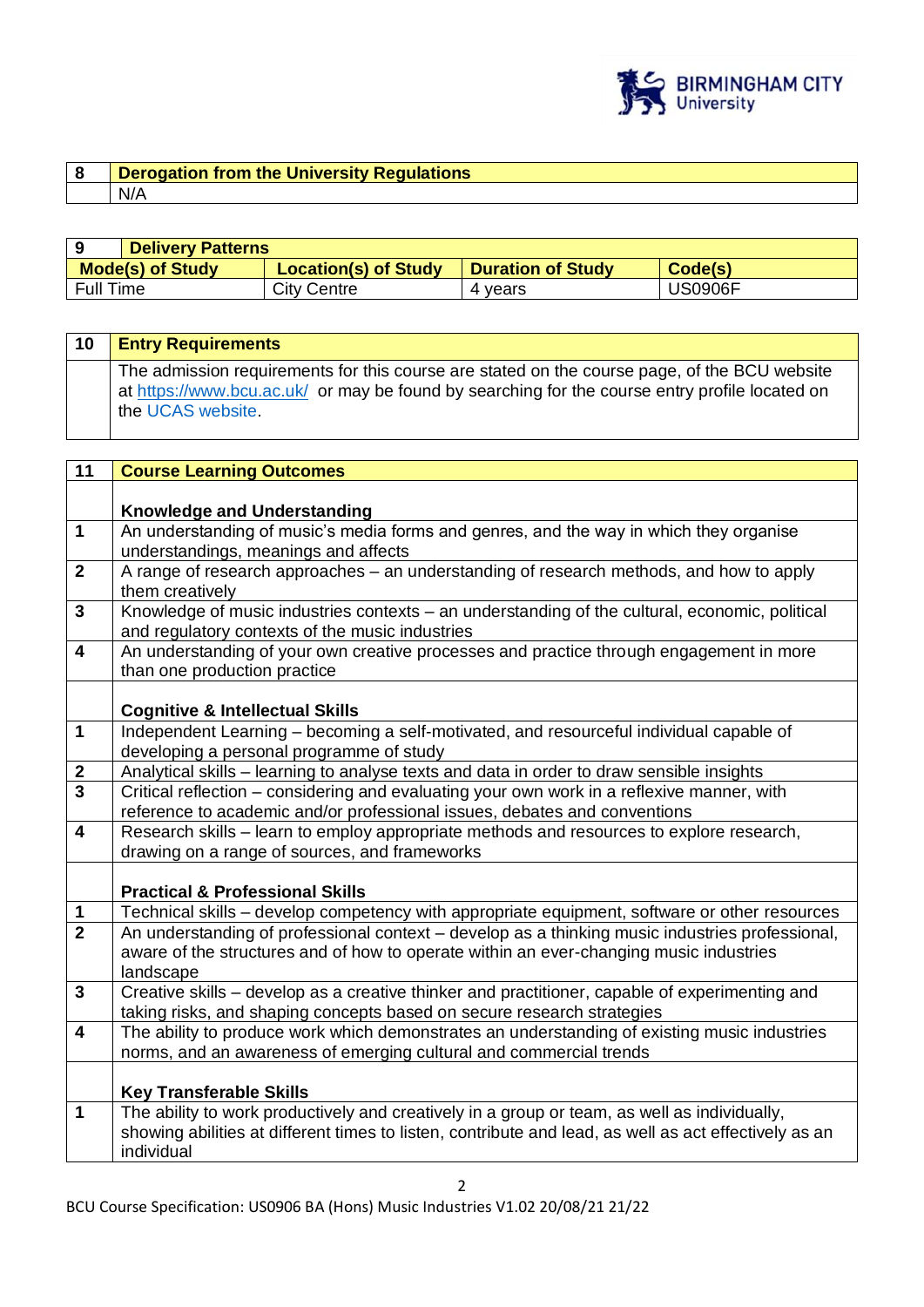| 8 | Derogation from the University Regulations |
|---|---|
| | N/A |

| 9 Delivery Patterns | | | |
|---|---|---|---|
| **Mode(s) of Study** | **Location(s) of Study** | **Duration of Study** | **Code(s)** |
| Full Time | City Centre | 4 years | US0906F |

| 10 | Entry Requirements |
|---|---|
| | The admission requirements for this course are stated on the course page, of the BCU website at https://www.bcu.ac.uk/ or may be found by searching for the course entry profile located on the UCAS website. |

| 11 | Course Learning Outcomes |
|---|---|
| | **Knowledge and Understanding** |
| 1 | An understanding of music's media forms and genres, and the way in which they organise understandings, meanings and affects |
| 2 | A range of research approaches – an understanding of research methods, and how to apply them creatively |
| 3 | Knowledge of music industries contexts – an understanding of the cultural, economic, political and regulatory contexts of the music industries |
| 4 | An understanding of your own creative processes and practice through engagement in more than one production practice |
| | **Cognitive & Intellectual Skills** |
| 1 | Independent Learning – becoming a self-motivated, and resourceful individual capable of developing a personal programme of study |
| 2 | Analytical skills – learning to analyse texts and data in order to draw sensible insights |
| 3 | Critical reflection – considering and evaluating your own work in a reflexive manner, with reference to academic and/or professional issues, debates and conventions |
| 4 | Research skills – learn to employ appropriate methods and resources to explore research, drawing on a range of sources, and frameworks |
| | **Practical & Professional Skills** |
| 1 | Technical skills – develop competency with appropriate equipment, software or other resources |
| 2 | An understanding of professional context – develop as a thinking music industries professional, aware of the structures and of how to operate within an ever-changing music industries landscape |
| 3 | Creative skills – develop as a creative thinker and practitioner, capable of experimenting and taking risks, and shaping concepts based on secure research strategies |
| 4 | The ability to produce work which demonstrates an understanding of existing music industries norms, and an awareness of emerging cultural and commercial trends |
| | **Key Transferable Skills** |
| 1 | The ability to work productively and creatively in a group or team, as well as individually, showing abilities at different times to listen, contribute and lead, as well as act effectively as an individual |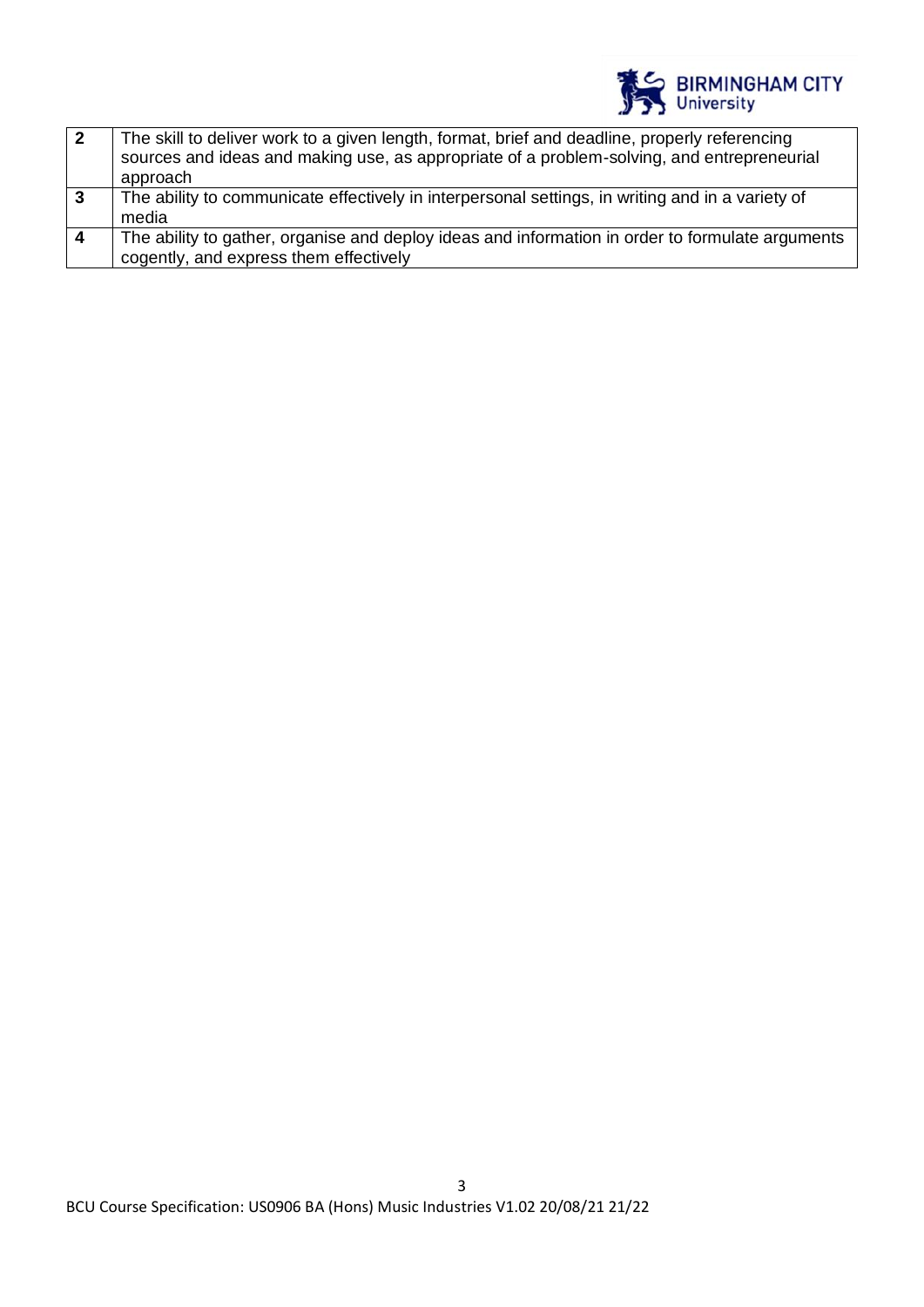| | |
|---|---|
| **2** | The skill to deliver work to a given length, format, brief and deadline, properly referencing sources and ideas and making use, as appropriate of a problem-solving, and entrepreneurial approach |
| **3** | The ability to communicate effectively in interpersonal settings, in writing and in a variety of media |
| **4** | The ability to gather, organise and deploy ideas and information in order to formulate arguments cogently, and express them effectively |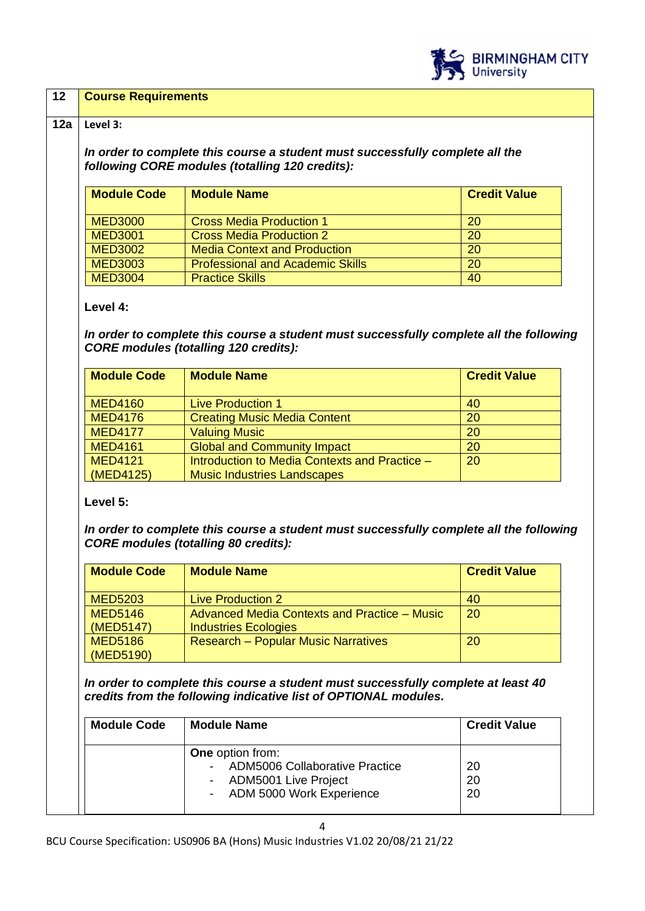| 12 | **Course Requirements** |
|---|---|

**12a** **Level 3:**

***In order to complete this course a student must successfully complete all the following CORE modules (totalling 120 credits):***

| Module Code | Module Name | Credit Value |
|---|---|---|
| MED3000 | Cross Media Production 1 | 20 |
| MED3001 | Cross Media Production 2 | 20 |
| MED3002 | Media Context and Production | 20 |
| MED3003 | Professional and Academic Skills | 20 |
| MED3004 | Practice Skills | 40 |

**Level 4:**

***In order to complete this course a student must successfully complete all the following CORE modules (totalling 120 credits):***

| Module Code | Module Name | Credit Value |
|---|---|---|
| MED4160 | Live Production 1 | 40 |
| MED4176 | Creating Music Media Content | 20 |
| MED4177 | Valuing Music | 20 |
| MED4161 | Global and Community Impact | 20 |
| MED4121 (MED4125) | Introduction to Media Contexts and Practice – Music Industries Landscapes | 20 |

**Level 5:**

***In order to complete this course a student must successfully complete all the following CORE modules (totalling 80 credits):***

| Module Code | Module Name | Credit Value |
|---|---|---|
| MED5203 | Live Production 2 | 40 |
| MED5146 (MED5147) | Advanced Media Contexts and Practice – Music Industries Ecologies | 20 |
| MED5186 (MED5190) | Research – Popular Music Narratives | 20 |

***In order to complete this course a student must successfully complete at least 40 credits from the following indicative list of OPTIONAL modules.***

| Module Code | Module Name | Credit Value |
|---|---|---|
| | **One** option from:<br>- ADM5006 Collaborative Practice<br>- ADM5001 Live Project<br>- ADM 5000 Work Experience | <br>20<br>20<br>20 |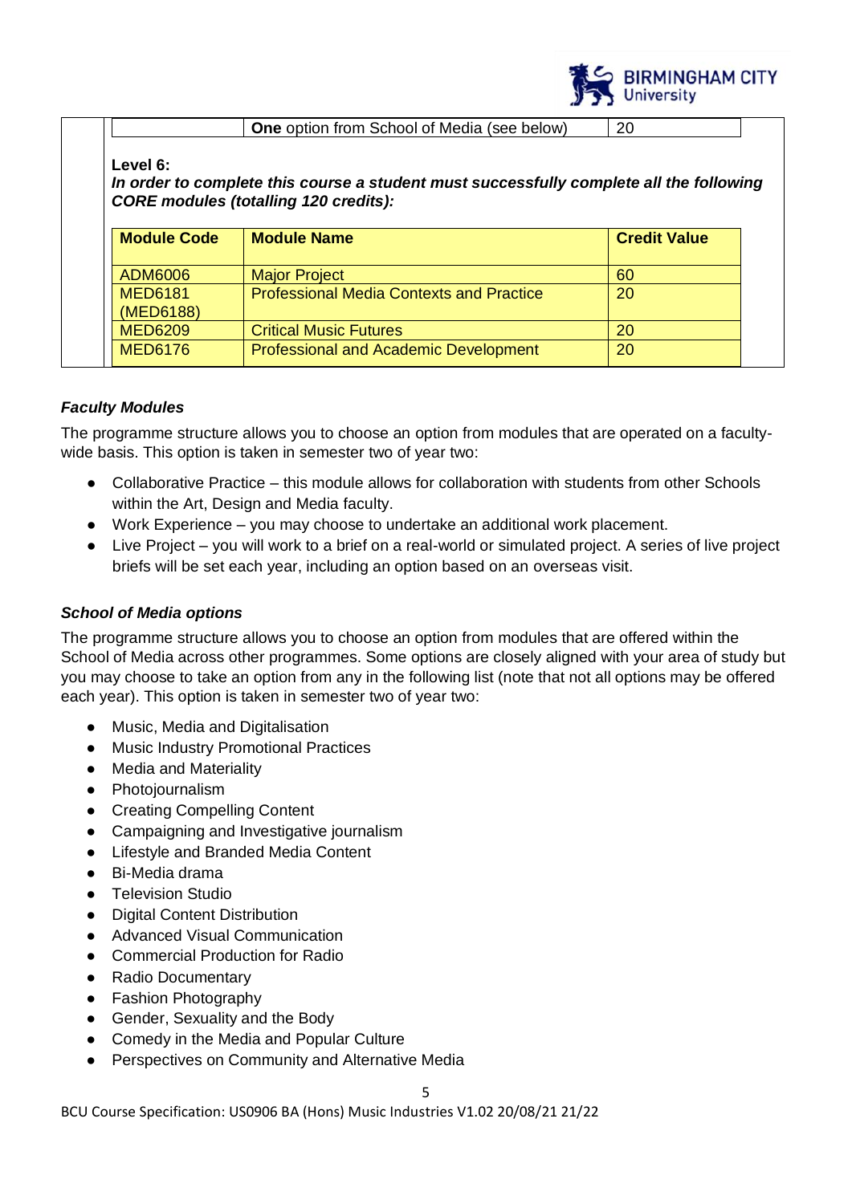| | **One** option from School of Media (see below) | 20 |
|---|---|---|

**Level 6:**

***In order to complete this course a student must successfully complete all the following CORE modules (totalling 120 credits):***

| **Module Code** | **Module Name** | **Credit Value** |
|---|---|---|
| ADM6006 | Major Project | 60 |
| MED6181 (MED6188) | Professional Media Contexts and Practice | 20 |
| MED6209 | Critical Music Futures | 20 |
| MED6176 | Professional and Academic Development | 20 |

### *Faculty Modules*

The programme structure allows you to choose an option from modules that are operated on a faculty-wide basis. This option is taken in semester two of year two:

- Collaborative Practice – this module allows for collaboration with students from other Schools within the Art, Design and Media faculty.
- Work Experience – you may choose to undertake an additional work placement.
- Live Project – you will work to a brief on a real-world or simulated project. A series of live project briefs will be set each year, including an option based on an overseas visit.

### *School of Media options*

The programme structure allows you to choose an option from modules that are offered within the School of Media across other programmes. Some options are closely aligned with your area of study but you may choose to take an option from any in the following list (note that not all options may be offered each year). This option is taken in semester two of year two:

- Music, Media and Digitalisation
- Music Industry Promotional Practices
- Media and Materiality
- Photojournalism
- Creating Compelling Content
- Campaigning and Investigative journalism
- Lifestyle and Branded Media Content
- Bi-Media drama
- Television Studio
- Digital Content Distribution
- Advanced Visual Communication
- Commercial Production for Radio
- Radio Documentary
- Fashion Photography
- Gender, Sexuality and the Body
- Comedy in the Media and Popular Culture
- Perspectives on Community and Alternative Media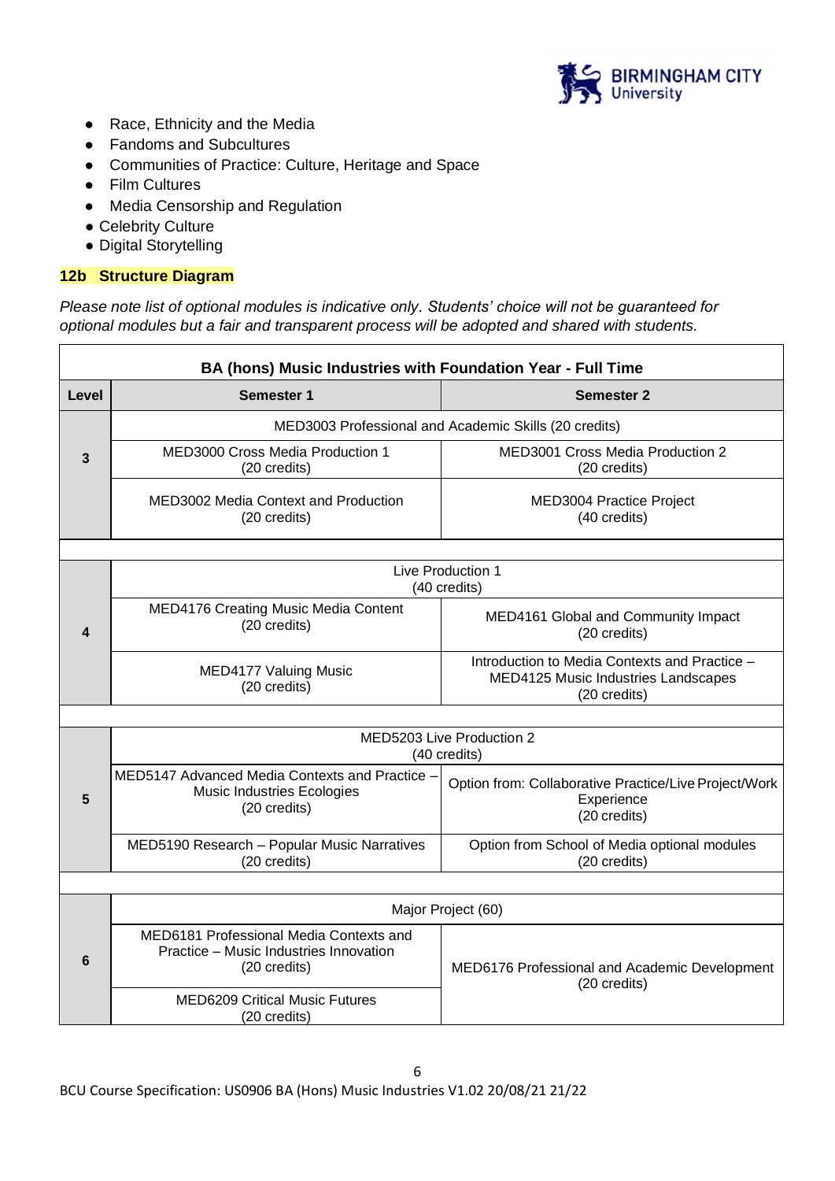- Race, Ethnicity and the Media
- Fandoms and Subcultures
- Communities of Practice: Culture, Heritage and Space
- Film Cultures
- Media Censorship and Regulation
- Celebrity Culture
- Digital Storytelling

### 12b Structure Diagram

*Please note list of optional modules is indicative only. Students' choice will not be guaranteed for optional modules but a fair and transparent process will be adopted and shared with students.*

| BA (hons) Music Industries with Foundation Year - Full Time | | |
|---|---|---|
| **Level** | **Semester 1** | **Semester 2** |
| 3 | MED3003 Professional and Academic Skills (20 credits) | |
| | MED3000 Cross Media Production 1 (20 credits) | MED3001 Cross Media Production 2 (20 credits) |
| | MED3002 Media Context and Production (20 credits) | MED3004 Practice Project (40 credits) |
| | | |
| 4 | Live Production 1 (40 credits) | |
| | MED4176 Creating Music Media Content (20 credits) | MED4161 Global and Community Impact (20 credits) |
| | MED4177 Valuing Music (20 credits) | Introduction to Media Contexts and Practice – MED4125 Music Industries Landscapes (20 credits) |
| | | |
| 5 | MED5203 Live Production 2 (40 credits) | |
| | MED5147 Advanced Media Contexts and Practice – Music Industries Ecologies (20 credits) | Option from: Collaborative Practice/Live Project/Work Experience (20 credits) |
| | MED5190 Research – Popular Music Narratives (20 credits) | Option from School of Media optional modules (20 credits) |
| | | |
| 6 | Major Project (60) | |
| | MED6181 Professional Media Contexts and Practice – Music Industries Innovation (20 credits) | MED6176 Professional and Academic Development (20 credits) |
| | MED6209 Critical Music Futures (20 credits) | |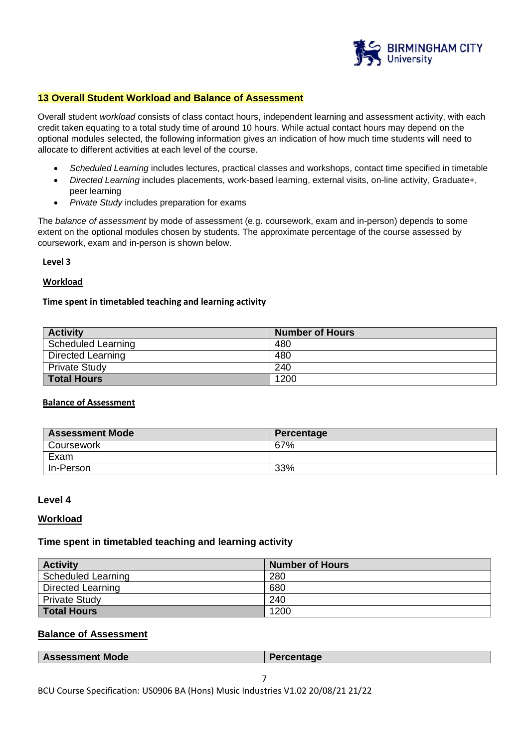## 13 Overall Student Workload and Balance of Assessment

Overall student *workload* consists of class contact hours, independent learning and assessment activity, with each credit taken equating to a total study time of around 10 hours. While actual contact hours may depend on the optional modules selected, the following information gives an indication of how much time students will need to allocate to different activities at each level of the course.

- *Scheduled Learning* includes lectures, practical classes and workshops, contact time specified in timetable
- *Directed Learning* includes placements, work-based learning, external visits, on-line activity, Graduate+, peer learning
- *Private Study* includes preparation for exams

The *balance of assessment* by mode of assessment (e.g. coursework, exam and in-person) depends to some extent on the optional modules chosen by students. The approximate percentage of the course assessed by coursework, exam and in-person is shown below.

**Level 3**

**Workload**

**Time spent in timetabled teaching and learning activity**

| Activity | Number of Hours |
|---|---|
| Scheduled Learning | 480 |
| Directed Learning | 480 |
| Private Study | 240 |
| **Total Hours** | 1200 |

**Balance of Assessment**

| Assessment Mode | Percentage |
|---|---|
| Coursework | 67% |
| Exam | |
| In-Person | 33% |

**Level 4**

**Workload**

**Time spent in timetabled teaching and learning activity**

| Activity | Number of Hours |
|---|---|
| Scheduled Learning | 280 |
| Directed Learning | 680 |
| Private Study | 240 |
| **Total Hours** | 1200 |

**Balance of Assessment**

| Assessment Mode | Percentage |
|---|---|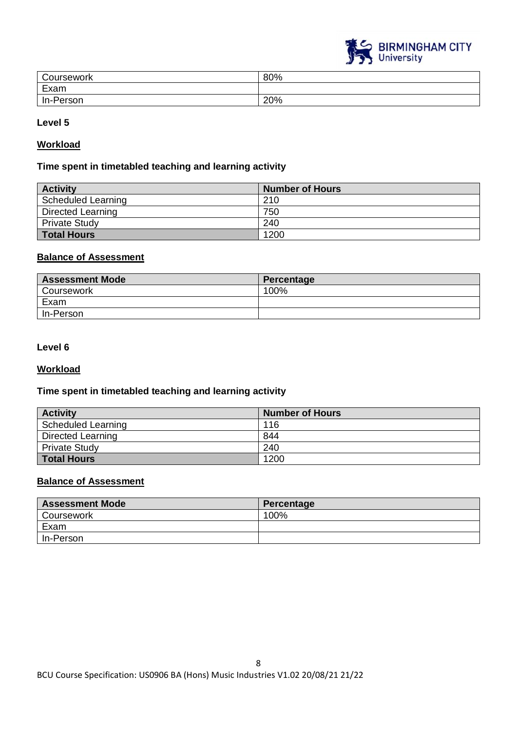| | |
|---|---|
| Coursework | 80% |
| Exam | |
| In-Person | 20% |

**Level 5**

**Workload**

**Time spent in timetabled teaching and learning activity**

| Activity | Number of Hours |
|---|---|
| Scheduled Learning | 210 |
| Directed Learning | 750 |
| Private Study | 240 |
| **Total Hours** | 1200 |

**Balance of Assessment**

| Assessment Mode | Percentage |
|---|---|
| Coursework | 100% |
| Exam | |
| In-Person | |

**Level 6**

**Workload**

**Time spent in timetabled teaching and learning activity**

| Activity | Number of Hours |
|---|---|
| Scheduled Learning | 116 |
| Directed Learning | 844 |
| Private Study | 240 |
| **Total Hours** | 1200 |

**Balance of Assessment**

| Assessment Mode | Percentage |
|---|---|
| Coursework | 100% |
| Exam | |
| In-Person | |